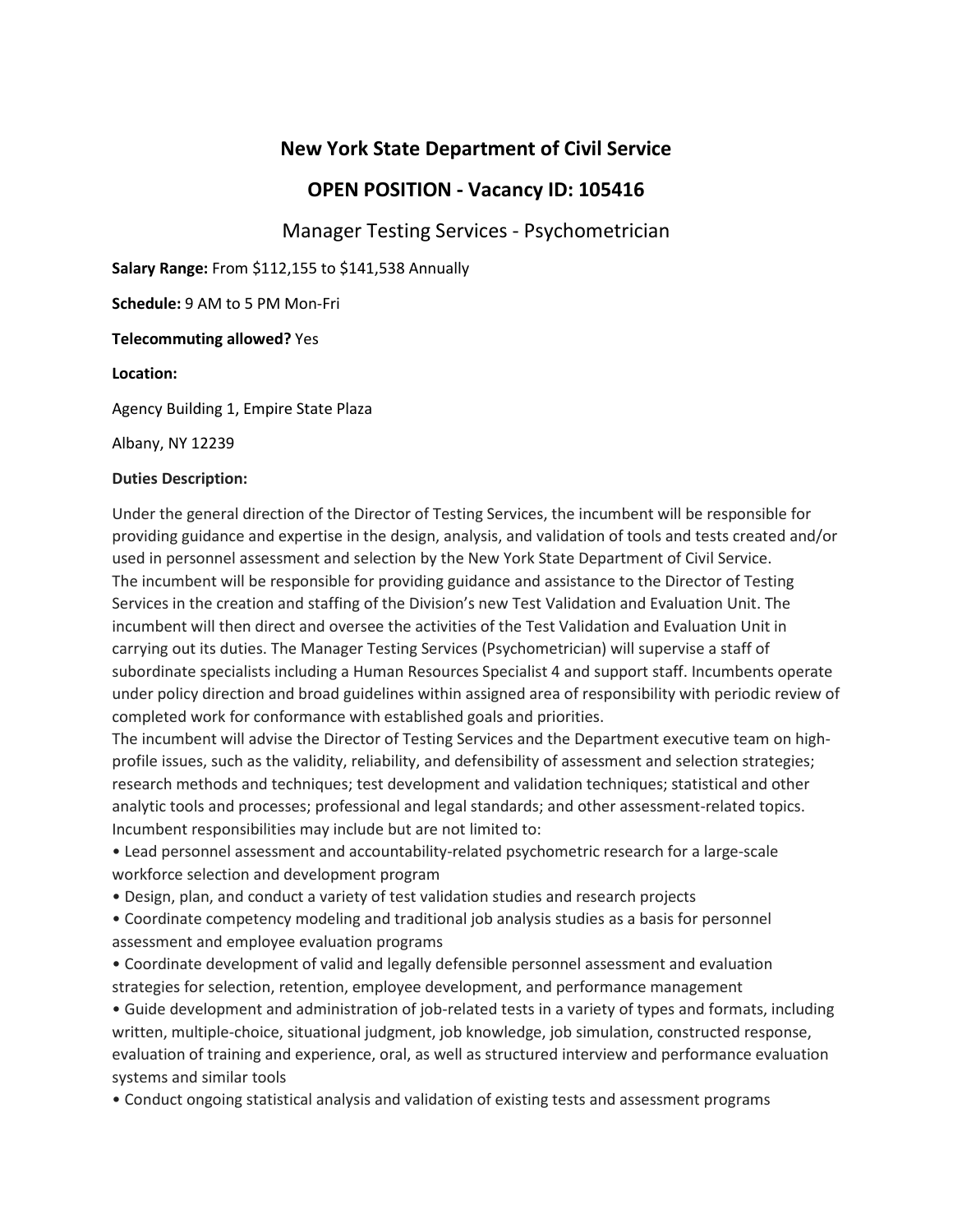# New York State Department of Civil Service

## OPEN POSITION - Vacancy ID: 105416

### Manager Testing Services - Psychometrician

**Salary Range:** From $112,155 to $141,538 Annually

**Schedule:** 9 AM to 5 PM Mon-Fri

**Telecommuting allowed?** Yes

**Location:**

Agency Building 1, Empire State Plaza

Albany, NY 12239

**Duties Description:**

Under the general direction of the Director of Testing Services, the incumbent will be responsible for providing guidance and expertise in the design, analysis, and validation of tools and tests created and/or used in personnel assessment and selection by the New York State Department of Civil Service.
The incumbent will be responsible for providing guidance and assistance to the Director of Testing Services in the creation and staffing of the Division's new Test Validation and Evaluation Unit. The incumbent will then direct and oversee the activities of the Test Validation and Evaluation Unit in carrying out its duties. The Manager Testing Services (Psychometrician) will supervise a staff of subordinate specialists including a Human Resources Specialist 4 and support staff. Incumbents operate under policy direction and broad guidelines within assigned area of responsibility with periodic review of completed work for conformance with established goals and priorities.
The incumbent will advise the Director of Testing Services and the Department executive team on high-profile issues, such as the validity, reliability, and defensibility of assessment and selection strategies; research methods and techniques; test development and validation techniques; statistical and other analytic tools and processes; professional and legal standards; and other assessment-related topics.
Incumbent responsibilities may include but are not limited to:

- Lead personnel assessment and accountability-related psychometric research for a large-scale workforce selection and development program
- Design, plan, and conduct a variety of test validation studies and research projects
- Coordinate competency modeling and traditional job analysis studies as a basis for personnel assessment and employee evaluation programs
- Coordinate development of valid and legally defensible personnel assessment and evaluation strategies for selection, retention, employee development, and performance management
- Guide development and administration of job-related tests in a variety of types and formats, including written, multiple-choice, situational judgment, job knowledge, job simulation, constructed response, evaluation of training and experience, oral, as well as structured interview and performance evaluation systems and similar tools
- Conduct ongoing statistical analysis and validation of existing tests and assessment programs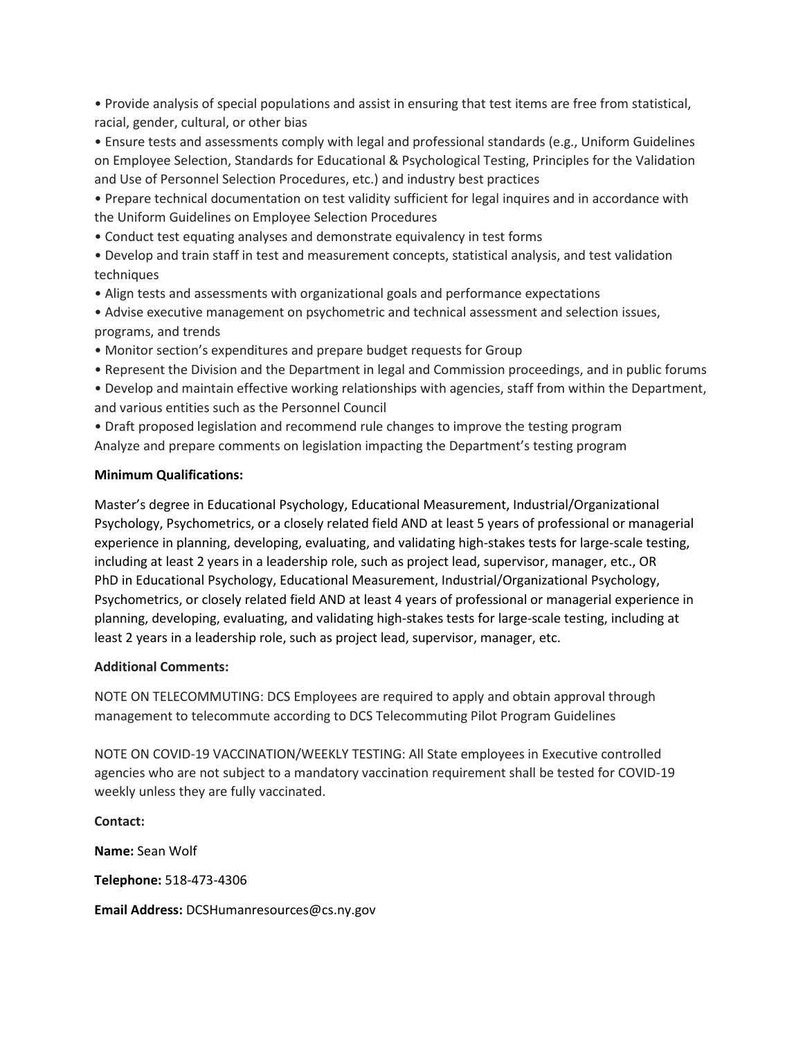- Provide analysis of special populations and assist in ensuring that test items are free from statistical, racial, gender, cultural, or other bias
- Ensure tests and assessments comply with legal and professional standards (e.g., Uniform Guidelines on Employee Selection, Standards for Educational & Psychological Testing, Principles for the Validation and Use of Personnel Selection Procedures, etc.) and industry best practices
- Prepare technical documentation on test validity sufficient for legal inquires and in accordance with the Uniform Guidelines on Employee Selection Procedures
- Conduct test equating analyses and demonstrate equivalency in test forms
- Develop and train staff in test and measurement concepts, statistical analysis, and test validation techniques
- Align tests and assessments with organizational goals and performance expectations
- Advise executive management on psychometric and technical assessment and selection issues, programs, and trends
- Monitor section's expenditures and prepare budget requests for Group
- Represent the Division and the Department in legal and Commission proceedings, and in public forums
- Develop and maintain effective working relationships with agencies, staff from within the Department, and various entities such as the Personnel Council
- Draft proposed legislation and recommend rule changes to improve the testing program

Analyze and prepare comments on legislation impacting the Department's testing program

**Minimum Qualifications:**

Master's degree in Educational Psychology, Educational Measurement, Industrial/Organizational Psychology, Psychometrics, or a closely related field AND at least 5 years of professional or managerial experience in planning, developing, evaluating, and validating high-stakes tests for large-scale testing, including at least 2 years in a leadership role, such as project lead, supervisor, manager, etc., OR PhD in Educational Psychology, Educational Measurement, Industrial/Organizational Psychology, Psychometrics, or closely related field AND at least 4 years of professional or managerial experience in planning, developing, evaluating, and validating high-stakes tests for large-scale testing, including at least 2 years in a leadership role, such as project lead, supervisor, manager, etc.

**Additional Comments:**

NOTE ON TELECOMMUTING: DCS Employees are required to apply and obtain approval through management to telecommute according to DCS Telecommuting Pilot Program Guidelines

NOTE ON COVID-19 VACCINATION/WEEKLY TESTING: All State employees in Executive controlled agencies who are not subject to a mandatory vaccination requirement shall be tested for COVID-19 weekly unless they are fully vaccinated.

**Contact:**

**Name:** Sean Wolf

**Telephone:** 518-473-4306

**Email Address:** DCSHumanresources@cs.ny.gov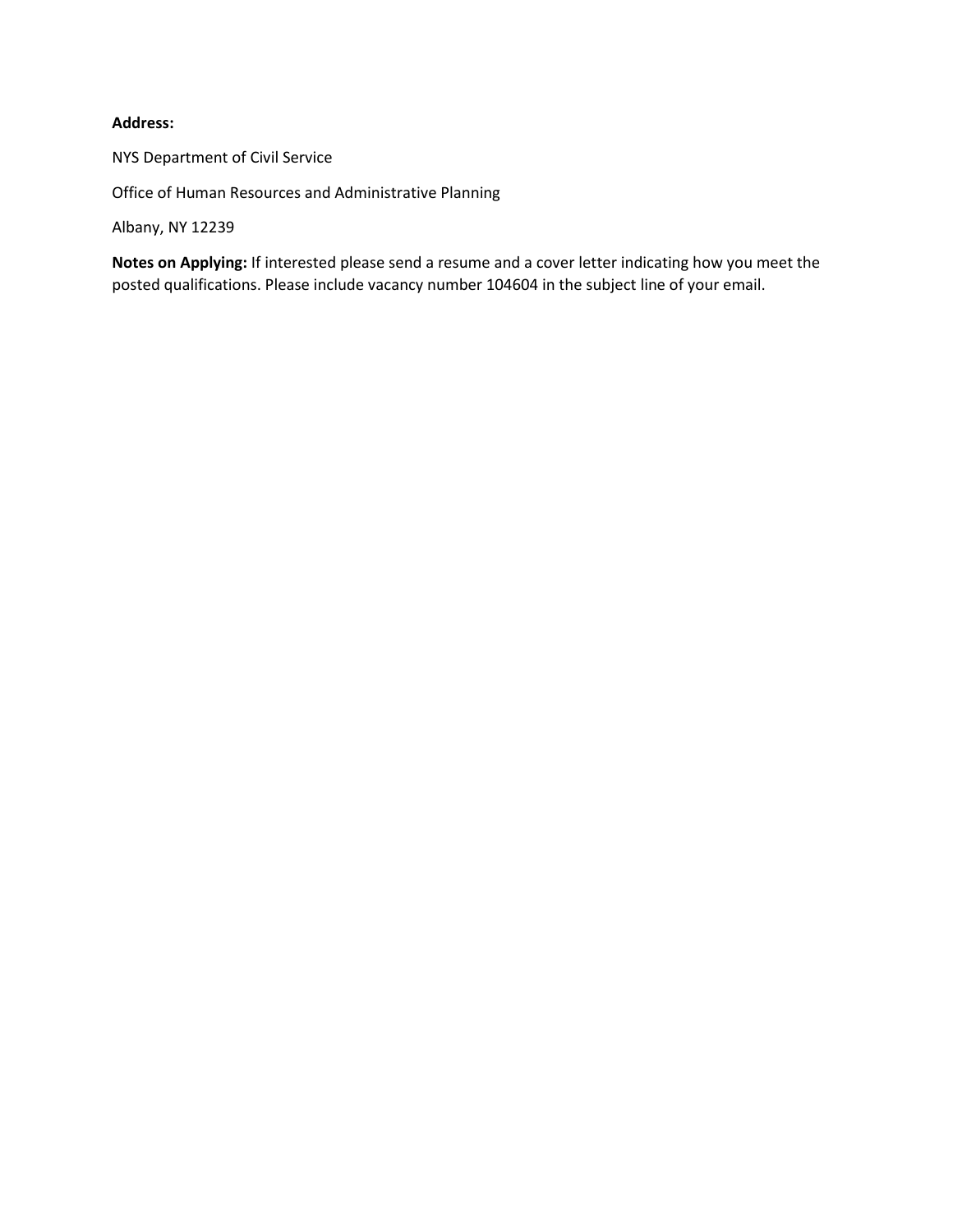**Address:**

NYS Department of Civil Service

Office of Human Resources and Administrative Planning

Albany, NY 12239

**Notes on Applying:** If interested please send a resume and a cover letter indicating how you meet the posted qualifications. Please include vacancy number 104604 in the subject line of your email.